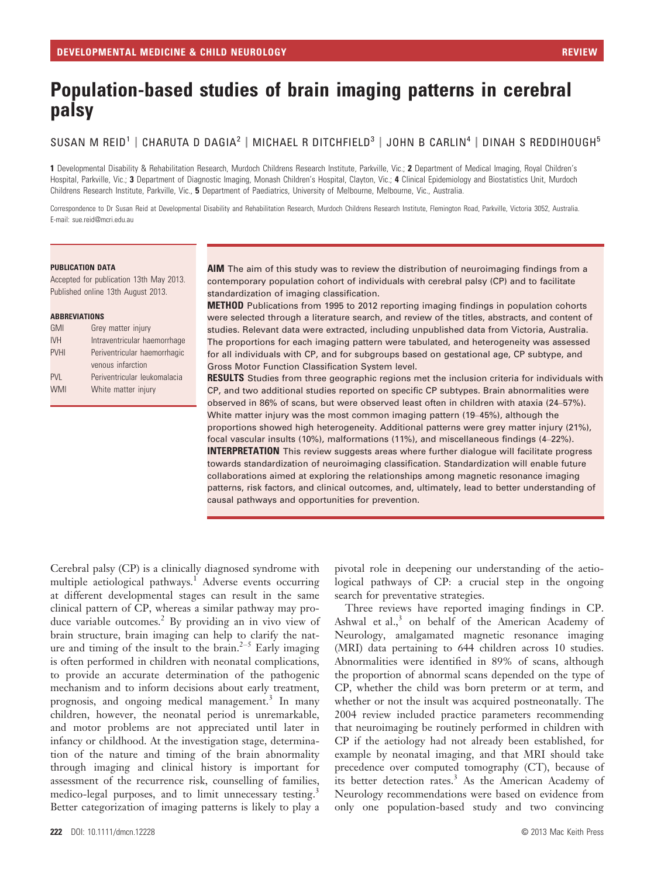DEVELOPMENTAL MEDICINE & CHILD NEUROLOGY — REVIEW

# Population-based studies of brain imaging patterns in cerebral palsy

SUSAN M REID[1] | CHARUTA D DAGIA[2] | MICHAEL R DITCHFIELD[3] | JOHN B CARLIN[4] | DINAH S REDDIHOUGH[5]

**1** Developmental Disability & Rehabilitation Research, Murdoch Childrens Research Institute, Parkville, Vic.; **2** Department of Medical Imaging, Royal Children's Hospital, Parkville, Vic.; **3** Department of Diagnostic Imaging, Monash Children's Hospital, Clayton, Vic.; **4** Clinical Epidemiology and Biostatistics Unit, Murdoch Childrens Research Institute, Parkville, Vic., **5** Department of Paediatrics, University of Melbourne, Melbourne, Vic., Australia.

Correspondence to Dr Susan Reid at Developmental Disability and Rehabilitation Research, Murdoch Childrens Research Institute, Flemington Road, Parkville, Victoria 3052, Australia. E-mail: sue.reid@mcri.edu.au

**PUBLICATION DATA**

Accepted for publication 13th May 2013.
Published online 13th August 2013.

**ABBREVIATIONS**

| | |
|---|---|
| GMI | Grey matter injury |
| IVH | Intraventricular haemorrhage |
| PVHI | Periventricular haemorrhagic venous infarction |
| PVL | Periventricular leukomalacia |
| WMI | White matter injury |

**AIM** The aim of this study was to review the distribution of neuroimaging findings from a contemporary population cohort of individuals with cerebral palsy (CP) and to facilitate standardization of imaging classification.

**METHOD** Publications from 1995 to 2012 reporting imaging findings in population cohorts were selected through a literature search, and review of the titles, abstracts, and content of studies. Relevant data were extracted, including unpublished data from Victoria, Australia. The proportions for each imaging pattern were tabulated, and heterogeneity was assessed for all individuals with CP, and for subgroups based on gestational age, CP subtype, and Gross Motor Function Classification System level.

**RESULTS** Studies from three geographic regions met the inclusion criteria for individuals with CP, and two additional studies reported on specific CP subtypes. Brain abnormalities were observed in 86% of scans, but were observed least often in children with ataxia (24–57%). White matter injury was the most common imaging pattern (19–45%), although the proportions showed high heterogeneity. Additional patterns were grey matter injury (21%), focal vascular insults (10%), malformations (11%), and miscellaneous findings (4–22%).

**INTERPRETATION** This review suggests areas where further dialogue will facilitate progress towards standardization of neuroimaging classification. Standardization will enable future collaborations aimed at exploring the relationships among magnetic resonance imaging patterns, risk factors, and clinical outcomes, and, ultimately, lead to better understanding of causal pathways and opportunities for prevention.

Cerebral palsy (CP) is a clinically diagnosed syndrome with multiple aetiological pathways.[1] Adverse events occurring at different developmental stages can result in the same clinical pattern of CP, whereas a similar pathway may produce variable outcomes.[2] By providing an in vivo view of brain structure, brain imaging can help to clarify the nature and timing of the insult to the brain.[2–5] Early imaging is often performed in children with neonatal complications, to provide an accurate determination of the pathogenic mechanism and to inform decisions about early treatment, prognosis, and ongoing medical management.[3] In many children, however, the neonatal period is unremarkable, and motor problems are not appreciated until later in infancy or childhood. At the investigation stage, determination of the nature and timing of the brain abnormality through imaging and clinical history is important for assessment of the recurrence risk, counselling of families, medico-legal purposes, and to limit unnecessary testing.[3] Better categorization of imaging patterns is likely to play a pivotal role in deepening our understanding of the aetiological pathways of CP: a crucial step in the ongoing search for preventative strategies.

Three reviews have reported imaging findings in CP. Ashwal et al.,[3] on behalf of the American Academy of Neurology, amalgamated magnetic resonance imaging (MRI) data pertaining to 644 children across 10 studies. Abnormalities were identified in 89% of scans, although the proportion of abnormal scans depended on the type of CP, whether the child was born preterm or at term, and whether or not the insult was acquired postneonatally. The 2004 review included practice parameters recommending that neuroimaging be routinely performed in children with CP if the aetiology had not already been established, for example by neonatal imaging, and that MRI should take precedence over computed tomography (CT), because of its better detection rates.[3] As the American Academy of Neurology recommendations were based on evidence from only one population-based study and two convincing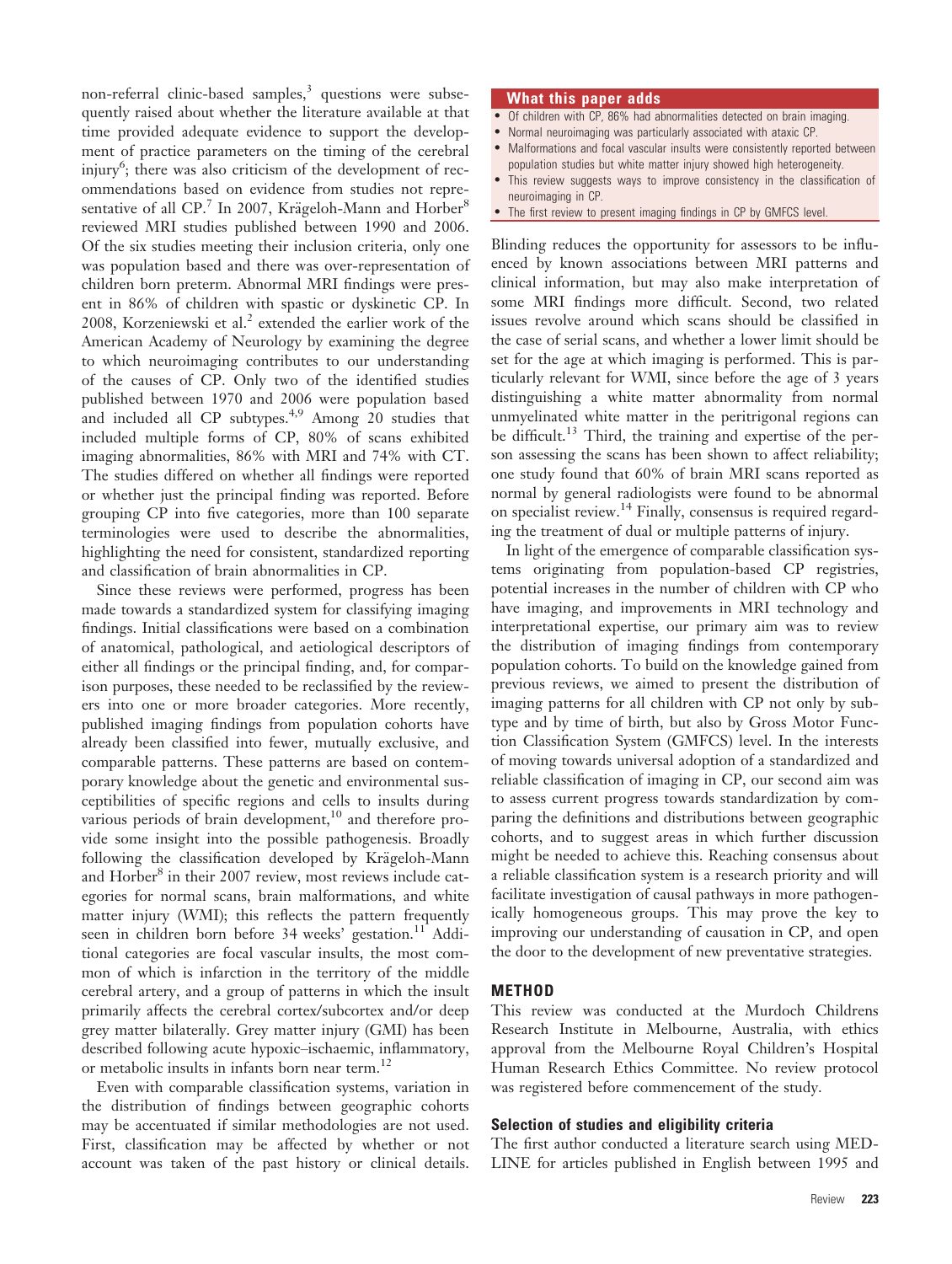non-referral clinic-based samples,[3] questions were subsequently raised about whether the literature available at that time provided adequate evidence to support the development of practice parameters on the timing of the cerebral injury[6]; there was also criticism of the development of recommendations based on evidence from studies not representative of all CP.[7] In 2007, Krägeloh-Mann and Horber[8] reviewed MRI studies published between 1990 and 2006. Of the six studies meeting their inclusion criteria, only one was population based and there was over-representation of children born preterm. Abnormal MRI findings were present in 86% of children with spastic or dyskinetic CP. In 2008, Korzeniewski et al.[2] extended the earlier work of the American Academy of Neurology by examining the degree to which neuroimaging contributes to our understanding of the causes of CP. Only two of the identified studies published between 1970 and 2006 were population based and included all CP subtypes.[4,9] Among 20 studies that included multiple forms of CP, 80% of scans exhibited imaging abnormalities, 86% with MRI and 74% with CT. The studies differed on whether all findings were reported or whether just the principal finding was reported. Before grouping CP into five categories, more than 100 separate terminologies were used to describe the abnormalities, highlighting the need for consistent, standardized reporting and classification of brain abnormalities in CP.

Since these reviews were performed, progress has been made towards a standardized system for classifying imaging findings. Initial classifications were based on a combination of anatomical, pathological, and aetiological descriptors of either all findings or the principal finding, and, for comparison purposes, these needed to be reclassified by the reviewers into one or more broader categories. More recently, published imaging findings from population cohorts have already been classified into fewer, mutually exclusive, and comparable patterns. These patterns are based on contemporary knowledge about the genetic and environmental susceptibilities of specific regions and cells to insults during various periods of brain development,[10] and therefore provide some insight into the possible pathogenesis. Broadly following the classification developed by Krägeloh-Mann and Horber[8] in their 2007 review, most reviews include categories for normal scans, brain malformations, and white matter injury (WMI); this reflects the pattern frequently seen in children born before 34 weeks' gestation.[11] Additional categories are focal vascular insults, the most common of which is infarction in the territory of the middle cerebral artery, and a group of patterns in which the insult primarily affects the cerebral cortex/subcortex and/or deep grey matter bilaterally. Grey matter injury (GMI) has been described following acute hypoxic–ischaemic, inflammatory, or metabolic insults in infants born near term.[12]

Even with comparable classification systems, variation in the distribution of findings between geographic cohorts may be accentuated if similar methodologies are not used. First, classification may be affected by whether or not account was taken of the past history or clinical details. Blinding reduces the opportunity for assessors to be influenced by known associations between MRI patterns and clinical information, but may also make interpretation of some MRI findings more difficult. Second, two related issues revolve around which scans should be classified in the case of serial scans, and whether a lower limit should be set for the age at which imaging is performed. This is particularly relevant for WMI, since before the age of 3 years distinguishing a white matter abnormality from normal unmyelinated white matter in the peritrigonal regions can be difficult.[13] Third, the training and expertise of the person assessing the scans has been shown to affect reliability; one study found that 60% of brain MRI scans reported as normal by general radiologists were found to be abnormal on specialist review.[14] Finally, consensus is required regarding the treatment of dual or multiple patterns of injury.

In light of the emergence of comparable classification systems originating from population-based CP registries, potential increases in the number of children with CP who have imaging, and improvements in MRI technology and interpretational expertise, our primary aim was to review the distribution of imaging findings from contemporary population cohorts. To build on the knowledge gained from previous reviews, we aimed to present the distribution of imaging patterns for all children with CP not only by subtype and by time of birth, but also by Gross Motor Function Classification System (GMFCS) level. In the interests of moving towards universal adoption of a standardized and reliable classification of imaging in CP, our second aim was to assess current progress towards standardization by comparing the definitions and distributions between geographic cohorts, and to suggest areas in which further discussion might be needed to achieve this. Reaching consensus about a reliable classification system is a research priority and will facilitate investigation of causal pathways in more pathogenically homogeneous groups. This may prove the key to improving our understanding of causation in CP, and open the door to the development of new preventative strategies.

**What this paper adds**

- Of children with CP, 86% had abnormalities detected on brain imaging.
- Normal neuroimaging was particularly associated with ataxic CP.
- Malformations and focal vascular insults were consistently reported between population studies but white matter injury showed high heterogeneity.
- This review suggests ways to improve consistency in the classification of neuroimaging in CP.
- The first review to present imaging findings in CP by GMFCS level.

## METHOD

This review was conducted at the Murdoch Childrens Research Institute in Melbourne, Australia, with ethics approval from the Melbourne Royal Children's Hospital Human Research Ethics Committee. No review protocol was registered before commencement of the study.

### Selection of studies and eligibility criteria

The first author conducted a literature search using MEDLINE for articles published in English between 1995 and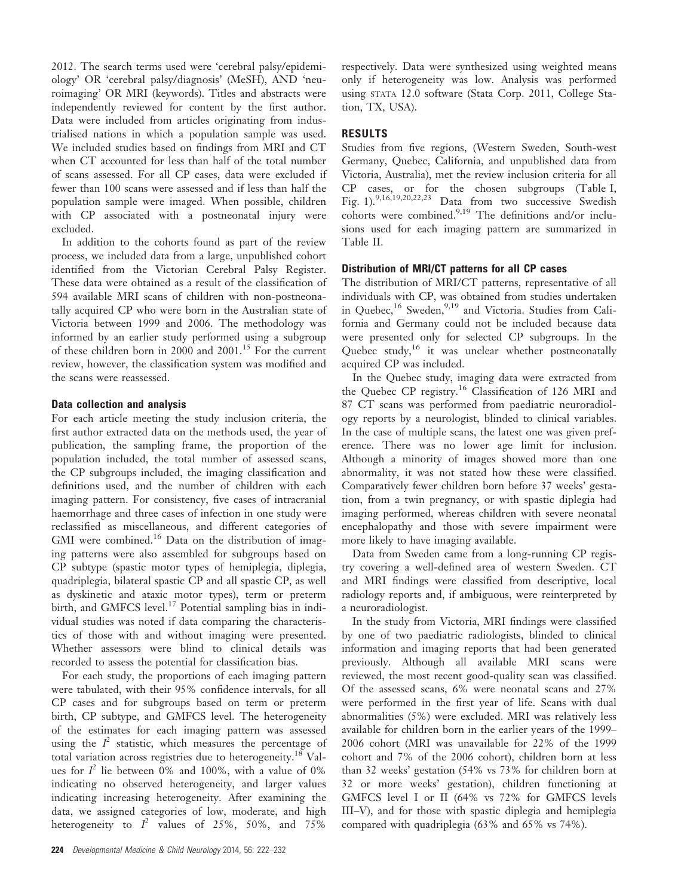2012. The search terms used were 'cerebral palsy/epidemiology' OR 'cerebral palsy/diagnosis' (MeSH), AND 'neuroimaging' OR MRI (keywords). Titles and abstracts were independently reviewed for content by the first author. Data were included from articles originating from industrialised nations in which a population sample was used. We included studies based on findings from MRI and CT when CT accounted for less than half of the total number of scans assessed. For all CP cases, data were excluded if fewer than 100 scans were assessed and if less than half the population sample were imaged. When possible, children with CP associated with a postneonatal injury were excluded.

In addition to the cohorts found as part of the review process, we included data from a large, unpublished cohort identified from the Victorian Cerebral Palsy Register. These data were obtained as a result of the classification of 594 available MRI scans of children with non-postneonatally acquired CP who were born in the Australian state of Victoria between 1999 and 2006. The methodology was informed by an earlier study performed using a subgroup of these children born in 2000 and 2001.[15] For the current review, however, the classification system was modified and the scans were reassessed.

### Data collection and analysis

For each article meeting the study inclusion criteria, the first author extracted data on the methods used, the year of publication, the sampling frame, the proportion of the population included, the total number of assessed scans, the CP subgroups included, the imaging classification and definitions used, and the number of children with each imaging pattern. For consistency, five cases of intracranial haemorrhage and three cases of infection in one study were reclassified as miscellaneous, and different categories of GMI were combined.[16] Data on the distribution of imaging patterns were also assembled for subgroups based on CP subtype (spastic motor types of hemiplegia, diplegia, quadriplegia, bilateral spastic CP and all spastic CP, as well as dyskinetic and ataxic motor types), term or preterm birth, and GMFCS level.[17] Potential sampling bias in individual studies was noted if data comparing the characteristics of those with and without imaging were presented. Whether assessors were blind to clinical details was recorded to assess the potential for classification bias.

For each study, the proportions of each imaging pattern were tabulated, with their 95% confidence intervals, for all CP cases and for subgroups based on term or preterm birth, CP subtype, and GMFCS level. The heterogeneity of the estimates for each imaging pattern was assessed using the $I^2$ statistic, which measures the percentage of total variation across registries due to heterogeneity.[18] Values for $I^2$ lie between 0% and 100%, with a value of 0% indicating no observed heterogeneity, and larger values indicating increasing heterogeneity. After examining the data, we assigned categories of low, moderate, and high heterogeneity to $I^2$ values of 25%, 50%, and 75% respectively. Data were synthesized using weighted means only if heterogeneity was low. Analysis was performed using STATA 12.0 software (Stata Corp. 2011, College Station, TX, USA).

## RESULTS

Studies from five regions, (Western Sweden, South-west Germany, Quebec, California, and unpublished data from Victoria, Australia), met the review inclusion criteria for all CP cases, or for the chosen subgroups (Table I, Fig. 1).[9,16,19,20,22,23] Data from two successive Swedish cohorts were combined.[9,19] The definitions and/or inclusions used for each imaging pattern are summarized in Table II.

### Distribution of MRI/CT patterns for all CP cases

The distribution of MRI/CT patterns, representative of all individuals with CP, was obtained from studies undertaken in Quebec,[16] Sweden,[9,19] and Victoria. Studies from California and Germany could not be included because data were presented only for selected CP subgroups. In the Quebec study,[16] it was unclear whether postneonatally acquired CP was included.

In the Quebec study, imaging data were extracted from the Quebec CP registry.[16] Classification of 126 MRI and 87 CT scans was performed from paediatric neuroradiology reports by a neurologist, blinded to clinical variables. In the case of multiple scans, the latest one was given preference. There was no lower age limit for inclusion. Although a minority of images showed more than one abnormality, it was not stated how these were classified. Comparatively fewer children born before 37 weeks' gestation, from a twin pregnancy, or with spastic diplegia had imaging performed, whereas children with severe neonatal encephalopathy and those with severe impairment were more likely to have imaging available.

Data from Sweden came from a long-running CP registry covering a well-defined area of western Sweden. CT and MRI findings were classified from descriptive, local radiology reports and, if ambiguous, were reinterpreted by a neuroradiologist.

In the study from Victoria, MRI findings were classified by one of two paediatric radiologists, blinded to clinical information and imaging reports that had been generated previously. Although all available MRI scans were reviewed, the most recent good-quality scan was classified. Of the assessed scans, 6% were neonatal scans and 27% were performed in the first year of life. Scans with dual abnormalities (5%) were excluded. MRI was relatively less available for children born in the earlier years of the 1999–2006 cohort (MRI was unavailable for 22% of the 1999 cohort and 7% of the 2006 cohort), children born at less than 32 weeks' gestation (54% vs 73% for children born at 32 or more weeks' gestation), children functioning at GMFCS level I or II (64% vs 72% for GMFCS levels III–V), and for those with spastic diplegia and hemiplegia compared with quadriplegia (63% and 65% vs 74%).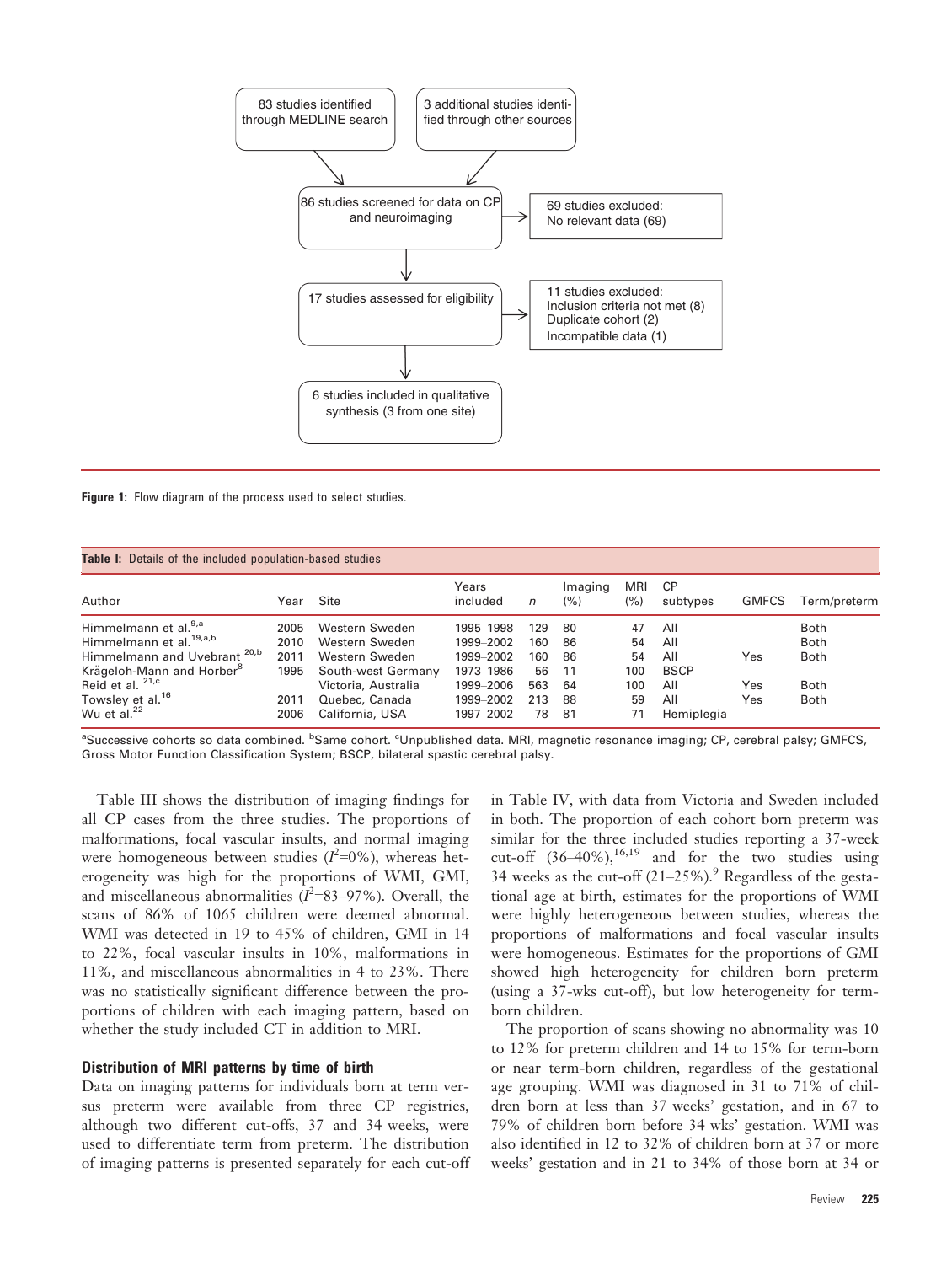83 studies identified through MEDLINE search

3 additional studies identified through other sources

86 studies screened for data on CP and neuroimaging

69 studies excluded: No relevant data (69)

17 studies assessed for eligibility

11 studies excluded: Inclusion criteria not met (8) Duplicate cohort (2) Incompatible data (1)

6 studies included in qualitative synthesis (3 from one site)

**Figure 1:** Flow diagram of the process used to select studies.

**Table I:** Details of the included population-based studies

| Author | Year | Site | Years included | *n* | Imaging (%) | MRI (%) | CP subtypes | GMFCS | Term/preterm |
|---|---|---|---|---|---|---|---|---|---|
| Himmelmann et al.[9,a] | 2005 | Western Sweden | 1995–1998 | 129 | 80 | 47 | All | | Both |
| Himmelmann et al.[19,a,b] | 2010 | Western Sweden | 1999–2002 | 160 | 86 | 54 | All | | Both |
| Himmelmann and Uvebrant [20,b] | 2011 | Western Sweden | 1999–2002 | 160 | 86 | 54 | All | Yes | Both |
| Krägeloh-Mann and Horber[8] | 1995 | South-west Germany | 1973–1986 | 56 | 11 | 100 | BSCP | | |
| Reid et al. [21,c] | | Victoria, Australia | 1999–2006 | 563 | 64 | 100 | All | Yes | Both |
| Towsley et al.[16] | 2011 | Quebec, Canada | 1999–2002 | 213 | 88 | 59 | All | Yes | Both |
| Wu et al.[22] | 2006 | California, USA | 1997–2002 | 78 | 81 | 71 | Hemiplegia | | |

[a]Successive cohorts so data combined. [b]Same cohort. [c]Unpublished data. MRI, magnetic resonance imaging; CP, cerebral palsy; GMFCS, Gross Motor Function Classification System; BSCP, bilateral spastic cerebral palsy.

Table III shows the distribution of imaging findings for all CP cases from the three studies. The proportions of malformations, focal vascular insults, and normal imaging were homogeneous between studies ($I^2$=0%), whereas heterogeneity was high for the proportions of WMI, GMI, and miscellaneous abnormalities ($I^2$=83–97%). Overall, the scans of 86% of 1065 children were deemed abnormal. WMI was detected in 19 to 45% of children, GMI in 14 to 22%, focal vascular insults in 10%, malformations in 11%, and miscellaneous abnormalities in 4 to 23%. There was no statistically significant difference between the proportions of children with each imaging pattern, based on whether the study included CT in addition to MRI.

### Distribution of MRI patterns by time of birth

Data on imaging patterns for individuals born at term versus preterm were available from three CP registries, although two different cut-offs, 37 and 34 weeks, were used to differentiate term from preterm. The distribution of imaging patterns is presented separately for each cut-off in Table IV, with data from Victoria and Sweden included in both. The proportion of each cohort born preterm was similar for the three included studies reporting a 37-week cut-off (36–40%),[16,19] and for the two studies using 34 weeks as the cut-off (21–25%).[9] Regardless of the gestational age at birth, estimates for the proportions of WMI were highly heterogeneous between studies, whereas the proportions of malformations and focal vascular insults were homogeneous. Estimates for the proportions of GMI showed high heterogeneity for children born preterm (using a 37-wks cut-off), but low heterogeneity for term-born children.

The proportion of scans showing no abnormality was 10 to 12% for preterm children and 14 to 15% for term-born or near term-born children, regardless of the gestational age grouping. WMI was diagnosed in 31 to 71% of children born at less than 37 weeks' gestation, and in 67 to 79% of children born before 34 wks' gestation. WMI was also identified in 12 to 32% of children born at 37 or more weeks' gestation and in 21 to 34% of those born at 34 or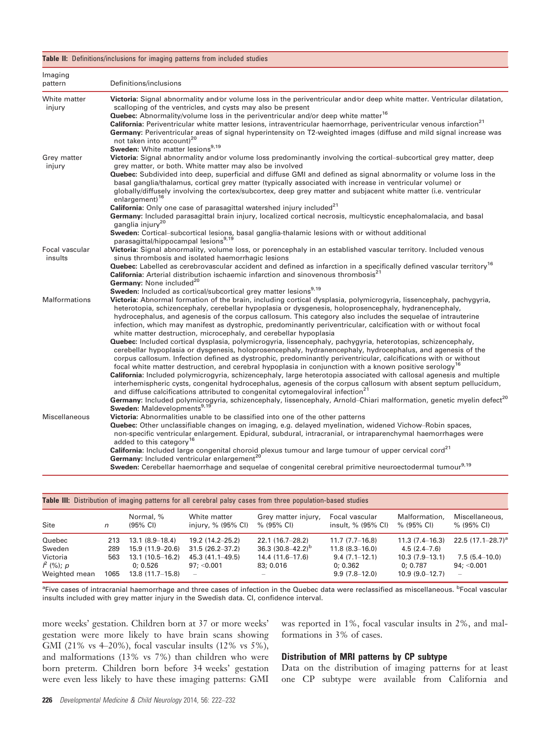**Table II:** Definitions/inclusions for imaging patterns from included studies

| Imaging pattern | Definitions/inclusions |
|---|---|
| White matter injury | **Victoria:** Signal abnormality and/or volume loss in the periventricular and/or deep white matter. Ventricular dilatation, scalloping of the ventricles, and cysts may also be present<br>**Quebec:** Abnormality/volume loss in the periventricular and/or deep white matter[16]<br>**California:** Periventricular white matter lesions, intraventricular haemorrhage, periventricular venous infarction[21]<br>**Germany:** Periventricular areas of signal hyperintensity on T2-weighted images (diffuse and mild signal increase was not taken into account)[20]<br>**Sweden:** White matter lesions[9,19] |
| Grey matter injury | **Victoria:** Signal abnormality and/or volume loss predominantly involving the cortical–subcortical grey matter, deep grey matter, or both. White matter may also be involved<br>**Quebec:** Subdivided into deep, superficial and diffuse GMI and defined as signal abnormality or volume loss in the basal ganglia/thalamus, cortical grey matter (typically associated with increase in ventricular volume) or globally/diffusely involving the cortex/subcortex, deep grey matter and subjacent white matter (i.e. ventricular enlargement)[16]<br>**California:** Only one case of parasagittal watershed injury included[21]<br>**Germany:** Included parasagittal brain injury, localized cortical necrosis, multicystic encephalomalacia, and basal ganglia injury[20]<br>**Sweden:** Cortical–subcortical lesions, basal ganglia-thalamic lesions with or without additional parasagittal/hippocampal lesions[9,19] |
| Focal vascular insults | **Victoria:** Signal abnormality, volume loss, or porencephaly in an established vascular territory. Included venous sinus thrombosis and isolated haemorrhagic lesions<br>**Quebec:** Labelled as cerebrovascular accident and defined as infarction in a specifically defined vascular territory[16]<br>**California:** Arterial distribution ischaemic infarction and sinovenous thrombosis[21]<br>**Germany:** None included[20]<br>**Sweden:** Included as cortical/subcortical grey matter lesions[9,19] |
| Malformations | **Victoria:** Abnormal formation of the brain, including cortical dysplasia, polymicrogyria, lissencephaly, pachygyria, heterotopia, schizencephaly, cerebellar hypoplasia or dysgenesis, holoprosencephaly, hydranencephaly, hydrocephalus, and agenesis of the corpus callosum. This category also includes the sequelae of intrauterine infection, which may manifest as dystrophic, predominantly periventricular, calcification with or without focal white matter destruction, microcephaly, and cerebellar hypoplasia<br>**Quebec:** Included cortical dysplasia, polymicrogyria, lissencephaly, pachygyria, heterotopias, schizencephaly, cerebellar hypoplasia or dysgenesis, holoprosencephaly, hydranencephaly, hydrocephalus, and agenesis of the corpus callosum. Infection defined as dystrophic, predominantly periventricular, calcifications with or without focal white matter destruction, and cerebral hypoplasia in conjunction with a known positive serology[16]<br>**California:** Included polymicrogyria, schizencephaly, large heterotopia associated with callosal agenesis and multiple interhemispheric cysts, congenital hydrocephalus, agenesis of the corpus callosum with absent septum pellucidum, and diffuse calcifications attributed to congenital cytomegaloviral infection[21]<br>**Germany:** Included polymicrogyria, schizencephaly, lissencephaly, Arnold–Chiari malformation, genetic myelin defect[20]<br>**Sweden:** Maldevelopments[9,19] |
| Miscellaneous | **Victoria:** Abnormalities unable to be classified into one of the other patterns<br>**Quebec:** Other unclassifiable changes on imaging, e.g. delayed myelination, widened Vichow–Robin spaces, non-specific ventricular enlargement. Epidural, subdural, intracranial, or intraparenchymal haemorrhages were added to this category[16]<br>**California:** Included large congenital choroid plexus tumour and large tumour of upper cervical cord[21]<br>**Germany:** Included ventricular enlargement[20]<br>**Sweden:** Cerebellar haemorrhage and sequelae of congenital cerebral primitive neuroectodermal tumour[9,19] |

**Table III:** Distribution of imaging patterns for all cerebral palsy cases from three population-based studies

| Site | *n* | Normal, % (95% CI) | White matter injury, % (95% CI) | Grey matter injury, % (95% CI) | Focal vascular insult, % (95% CI) | Malformation, % (95% CI) | Miscellaneous, % (95% CI) |
|---|---|---|---|---|---|---|---|
| Quebec | 213 | 13.1 (8.9–18.4) | 19.2 (14.2–25.2) | 22.1 (16.7–28.2) | 11.7 (7.7–16.8) | 11.3 (7.4–16.3) | 22.5 (17.1–28.7)[a] |
| Sweden | 289 | 15.9 (11.9–20.6) | 31.5 (26.2–37.2) | 36.3 (30.8–42.2)[b] | 11.8 (8.3–16.0) | 4.5 (2.4–7.6) | |
| Victoria | 563 | 13.1 (10.5–16.2) | 45.3 (41.1–49.5) | 14.4 (11.6–17.6) | 9.4 (7.1–12.1) | 10.3 (7.9–13.1) | 7.5 (5.4–10.0) |
| $I^2$ (%); *p* | | 0; 0.526 | 97; <0.001 | 83; 0.016 | 0; 0.362 | 0; 0.787 | 94; <0.001 |
| Weighted mean | 1065 | 13.8 (11.7–15.8) | – | – | 9.9 (7.8–12.0) | 10.9 (9.0–12.7) | – |

[a]Five cases of intracranial haemorrhage and three cases of infection in the Quebec data were reclassified as miscellaneous. [b]Focal vascular insults included with grey matter injury in the Swedish data. CI, confidence interval.

more weeks' gestation. Children born at 37 or more weeks' gestation were more likely to have brain scans showing GMI (21% vs 4–20%), focal vascular insults (12% vs 5%), and malformations (13% vs 7%) than children who were born preterm. Children born before 34 weeks' gestation were even less likely to have these imaging patterns: GMI was reported in 1%, focal vascular insults in 2%, and malformations in 3% of cases.

### Distribution of MRI patterns by CP subtype

Data on the distribution of imaging patterns for at least one CP subtype were available from California and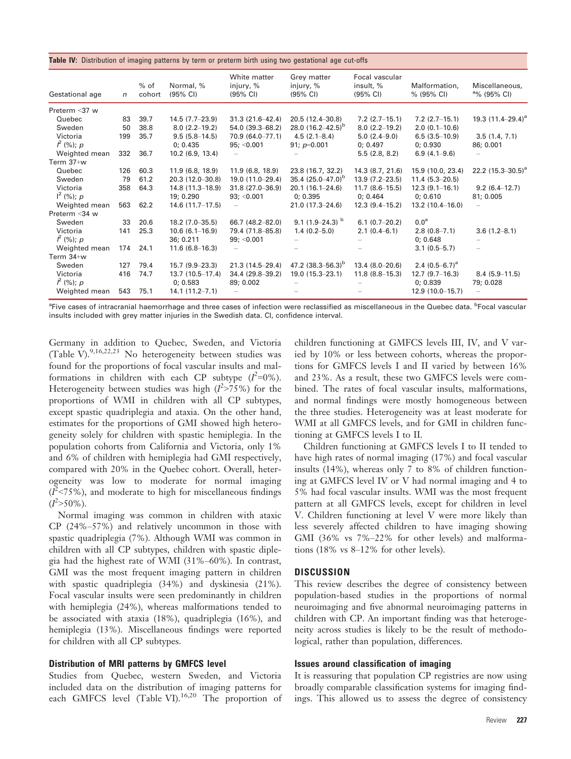**Table IV:** Distribution of imaging patterns by term or preterm birth using two gestational age cut-offs

| Gestational age | *n* | % of cohort | Normal, % (95% CI) | White matter injury, % (95% CI) | Grey matter injury, % (95% CI) | Focal vascular insult, % (95% CI) | Malformation, % (95% CI) | Miscellaneous, [a]% (95% CI) |
|---|---|---|---|---|---|---|---|---|
| Preterm <37 w | | | | | | | | |
| Quebec | 83 | 39.7 | 14.5 (7.7–23.9) | 31.3 (21.6–42.4) | 20.5 (12.4–30.8) | 7.2 (2.7–15.1) | 7.2 (2.7–15.1) | 19.3 (11.4–29.4)[a] |
| Sweden | 50 | 38.8 | 8.0 (2.2–19.2) | 54.0 (39.3–68.2) | 28.0 (16.2–42.5)[b] | 8.0 (2.2–19.2) | 2.0 (0.1–10.6) | |
| Victoria | 199 | 35.7 | 9.5 (5.8–14.5) | 70.9 (64.0–77.1) | 4.5 (2.1–8.4) | 5.0 (2.4–9.0) | 6.5 (3.5–10.9) | 3.5 (1.4, 7.1) |
| $I^2$ (%); *p* | | | 0; 0.435 | 95; <0.001 | 91; *p*=0.001 | 0; 0.497 | 0; 0.930 | 86; 0.001 |
| Weighted mean | 332 | 36.7 | 10.2 (6.9, 13.4) | – | – | 5.5 (2.8, 8.2) | 6.9 (4.1–9.6) | – |
| Term 37+w | | | | | | | | |
| Quebec | 126 | 60.3 | 11.9 (6.8, 18.9) | 11.9 (6.8, 18.9) | 23.8 (16.7, 32.2) | 14.3 (8.7, 21.6) | 15.9 (10.0, 23.4) | 22.2 (15.3–30.5)[a] |
| Sweden | 79 | 61.2 | 20.3 (12.0–30.8) | 19.0 (11.0–29.4) | 35.4 (25.0–47.0)[b] | 13.9 (7.2–23.5) | 11.4 (5.3–20.5) | |
| Victoria | 358 | 64.3 | 14.8 (11.3–18.9) | 31.8 (27.0–36.9) | 20.1 (16.1–24.6) | 11.7 (8.6–15.5) | 12.3 (9.1–16.1) | 9.2 (6.4–12.7) |
| $I^2$ (%); *p* | | | 19; 0.290 | 93; <0.001 | 0; 0.395 | 0; 0.464 | 0; 0.610 | 81; 0.005 |
| Weighted mean | 563 | 62.2 | 14.6 (11.7–17.5) | – | 21.0 (17.3–24.6) | 12.3 (9.4–15.2) | 13.2 (10.4–16.0) | – |
| Preterm <34 w | | | | | | | | |
| Sweden | 33 | 20.6 | 18.2 (7.0–35.5) | 66.7 (48.2–82.0) | 9.1 (1.9–24.3)[b] | 6.1 (0.7–20.2) | 0.0[a] | |
| Victoria | 141 | 25.3 | 10.6 (6.1–16.9) | 79.4 (71.8–85.8) | 1.4 (0.2–5.0) | 2.1 (0.4–6.1) | 2.8 (0.8–7.1) | 3.6 (1.2–8.1) |
| $I^2$ (%); *p* | | | 36; 0.211 | 99; <0.001 | – | – | 0; 0.648 | – |
| Weighted mean | 174 | 24.1 | 11.6 (6.8–16.3) | – | – | – | 3.1 (0.5–5.7) | – |
| Term 34+w | | | | | | | | |
| Sweden | 127 | 79.4 | 15.7 (9.9–23.3) | 21.3 (14.5–29.4) | 47.2 (38.3–56.3)[b] | 13.4 (8.0–20.6) | 2.4 (0.5–6.7)[a] | |
| Victoria | 416 | 74.7 | 13.7 (10.5–17.4) | 34.4 (29.8–39.2) | 19.0 (15.3–23.1) | 11.8 (8.8–15.3) | 12.7 (9.7–16.3) | 8.4 (5.9–11.5) |
| $I^2$ (%); *p* | | | 0; 0.583 | 89; 0.002 | – | – | 0; 0.839 | 79; 0.028 |
| Weighted mean | 543 | 75.1 | 14.1 (11.2–7.1) | – | – | – | 12.9 (10.0–15.7) | – |

[a]Five cases of intracranial haemorrhage and three cases of infection were reclassified as miscellaneous in the Quebec data. [b]Focal vascular insults included with grey matter injuries in the Swedish data. CI, confidence interval.

Germany in addition to Quebec, Sweden, and Victoria (Table V).[9,16,22,23] No heterogeneity between studies was found for the proportions of focal vascular insults and malformations in children with each CP subtype ($I^2$=0%). Heterogeneity between studies was high ($I^2$>75%) for the proportions of WMI in children with all CP subtypes, except spastic quadriplegia and ataxia. On the other hand, estimates for the proportions of GMI showed high heterogeneity solely for children with spastic hemiplegia. In the population cohorts from California and Victoria, only 1% and 6% of children with hemiplegia had GMI respectively, compared with 20% in the Quebec cohort. Overall, heterogeneity was low to moderate for normal imaging ($I^2$<75%), and moderate to high for miscellaneous findings ($I^2$>50%).

Normal imaging was common in children with ataxic CP (24%–57%) and relatively uncommon in those with spastic quadriplegia (7%). Although WMI was common in children with all CP subtypes, children with spastic diplegia had the highest rate of WMI (31%–60%). In contrast, GMI was the most frequent imaging pattern in children with spastic quadriplegia (34%) and dyskinesia (21%). Focal vascular insults were seen predominantly in children with hemiplegia (24%), whereas malformations tended to be associated with ataxia (18%), quadriplegia (16%), and hemiplegia (13%). Miscellaneous findings were reported for children with all CP subtypes.

### Distribution of MRI patterns by GMFCS level

Studies from Quebec, western Sweden, and Victoria included data on the distribution of imaging patterns for each GMFCS level (Table VI).[16,20] The proportion of children functioning at GMFCS levels III, IV, and V varied by 10% or less between cohorts, whereas the proportions for GMFCS levels I and II varied by between 16% and 23%. As a result, these two GMFCS levels were combined. The rates of focal vascular insults, malformations, and normal findings were mostly homogeneous between the three studies. Heterogeneity was at least moderate for WMI at all GMFCS levels, and for GMI in children functioning at GMFCS levels I to II.

Children functioning at GMFCS levels I to II tended to have high rates of normal imaging (17%) and focal vascular insults (14%), whereas only 7 to 8% of children functioning at GMFCS level IV or V had normal imaging and 4 to 5% had focal vascular insults. WMI was the most frequent pattern at all GMFCS levels, except for children in level V. Children functioning at level V were more likely than less severely affected children to have imaging showing GMI (36% vs 7%–22% for other levels) and malformations (18% vs 8–12% for other levels).

## DISCUSSION

This review describes the degree of consistency between population-based studies in the proportions of normal neuroimaging and five abnormal neuroimaging patterns in children with CP. An important finding was that heterogeneity across studies is likely to be the result of methodological, rather than population, differences.

### Issues around classification of imaging

It is reassuring that population CP registries are now using broadly comparable classification systems for imaging findings. This allowed us to assess the degree of consistency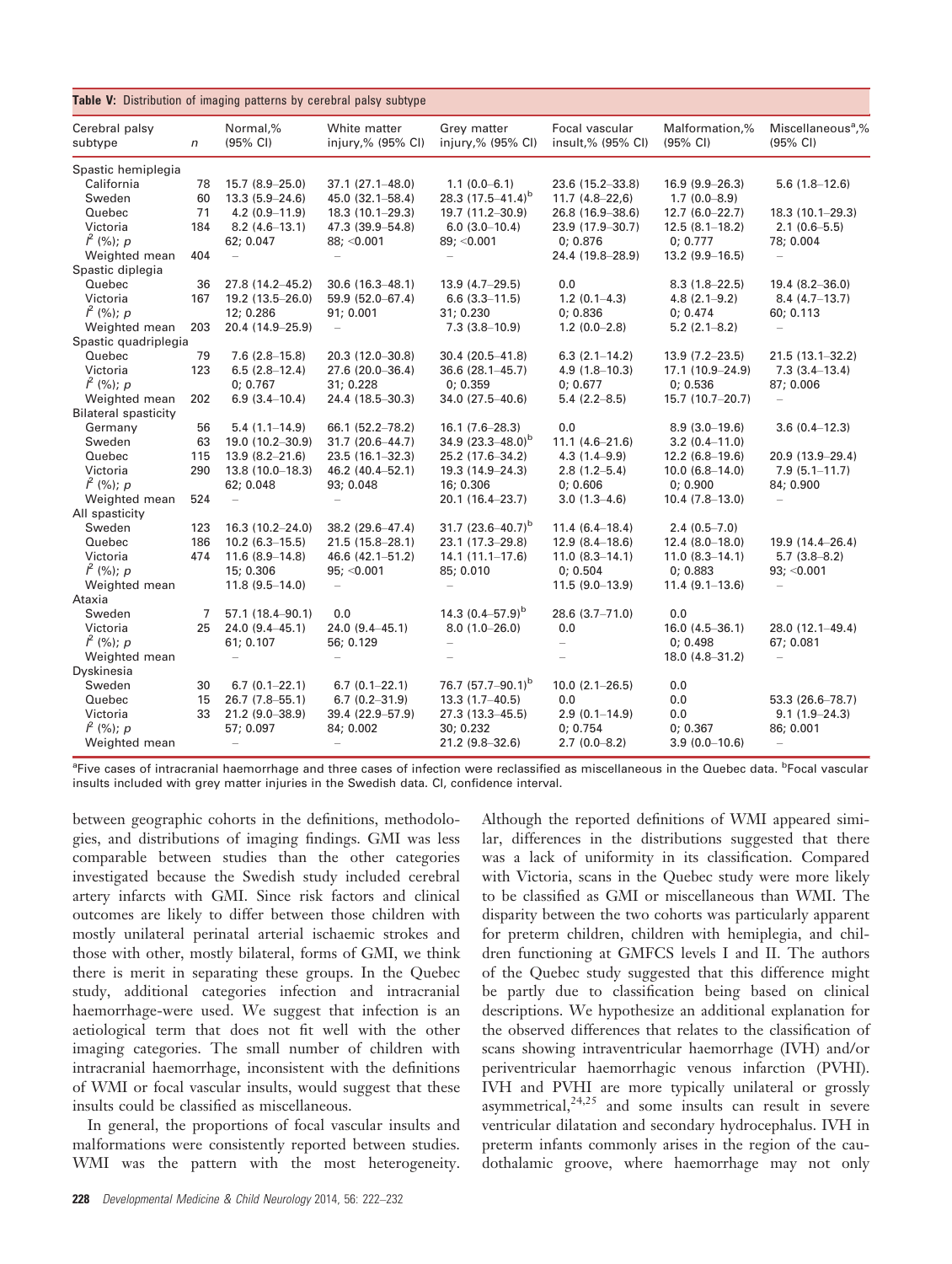**Table V:** Distribution of imaging patterns by cerebral palsy subtype

| Cerebral palsy subtype | n | Normal,% (95% CI) | White matter injury,% (95% CI) | Grey matter injury,% (95% CI) | Focal vascular insult,% (95% CI) | Malformation,% (95% CI) | Miscellaneous[a],% (95% CI) |
|---|---|---|---|---|---|---|---|
| Spastic hemiplegia | | | | | | | |
| California | 78 | 15.7 (8.9–25.0) | 37.1 (27.1–48.0) | 1.1 (0.0–6.1) | 23.6 (15.2–33.8) | 16.9 (9.9–26.3) | 5.6 (1.8–12.6) |
| Sweden | 60 | 13.3 (5.9–24.6) | 45.0 (32.1–58.4) | 28.3 (17.5–41.4)[b] | 11.7 (4.8–22,6) | 1.7 (0.0–8.9) | |
| Quebec | 71 | 4.2 (0.9–11.9) | 18.3 (10.1–29.3) | 19.7 (11.2–30.9) | 26.8 (16.9–38.6) | 12.7 (6.0–22.7) | 18.3 (10.1–29.3) |
| Victoria | 184 | 8.2 (4.6–13.1) | 47.3 (39.9–54.8) | 6.0 (3.0–10.4) | 23.9 (17.9–30.7) | 12.5 (8.1–18.2) | 2.1 (0.6–5.5) |
| $I^2$ (%); p | | 62; 0.047 | 88; <0.001 | 89; <0.001 | 0; 0.876 | 0; 0.777 | 78; 0.004 |
| Weighted mean | 404 | – | – | – | 24.4 (19.8–28.9) | 13.2 (9.9–16.5) | – |
| Spastic diplegia | | | | | | | |
| Quebec | 36 | 27.8 (14.2–45.2) | 30.6 (16.3–48.1) | 13.9 (4.7–29.5) | 0.0 | 8.3 (1.8–22.5) | 19.4 (8.2–36.0) |
| Victoria | 167 | 19.2 (13.5–26.0) | 59.9 (52.0–67.4) | 6.6 (3.3–11.5) | 1.2 (0.1–4.3) | 4.8 (2.1–9.2) | 8.4 (4.7–13.7) |
| $I^2$ (%); p | | 12; 0.286 | 91; 0.001 | 31; 0.230 | 0; 0.836 | 0; 0.474 | 60; 0.113 |
| Weighted mean | 203 | 20.4 (14.9–25.9) | – | 7.3 (3.8–10.9) | 1.2 (0.0–2.8) | 5.2 (2.1–8.2) | – |
| Spastic quadriplegia | | | | | | | |
| Quebec | 79 | 7.6 (2.8–15.8) | 20.3 (12.0–30.8) | 30.4 (20.5–41.8) | 6.3 (2.1–14.2) | 13.9 (7.2–23.5) | 21.5 (13.1–32.2) |
| Victoria | 123 | 6.5 (2.8–12.4) | 27.6 (20.0–36.4) | 36.6 (28.1–45.7) | 4.9 (1.8–10.3) | 17.1 (10.9–24.9) | 7.3 (3.4–13.4) |
| $I^2$ (%); p | | 0; 0.767 | 31; 0.228 | 0; 0.359 | 0; 0.677 | 0; 0.536 | 87; 0.006 |
| Weighted mean | 202 | 6.9 (3.4–10.4) | 24.4 (18.5–30.3) | 34.0 (27.5–40.6) | 5.4 (2.2–8.5) | 15.7 (10.7–20.7) | – |
| Bilateral spasticity | | | | | | | |
| Germany | 56 | 5.4 (1.1–14.9) | 66.1 (52.2–78.2) | 16.1 (7.6–28.3) | 0.0 | 8.9 (3.0–19.6) | 3.6 (0.4–12.3) |
| Sweden | 63 | 19.0 (10.2–30.9) | 31.7 (20.6–44.7) | 34.9 (23.3–48.0)[b] | 11.1 (4.6–21.6) | 3.2 (0.4–11.0) | |
| Quebec | 115 | 13.9 (8.2–21.6) | 23.5 (16.1–32.3) | 25.2 (17.6–34.2) | 4.3 (1.4–9.9) | 12.2 (6.8–19.6) | 20.9 (13.9–29.4) |
| Victoria | 290 | 13.8 (10.0–18.3) | 46.2 (40.4–52.1) | 19.3 (14.9–24.3) | 2.8 (1.2–5.4) | 10.0 (6.8–14.0) | 7.9 (5.1–11.7) |
| $I^2$ (%); p | | 62; 0.048 | 93; 0.048 | 16; 0.306 | 0; 0.606 | 0; 0.900 | 84; 0.900 |
| Weighted mean | 524 | – | – | 20.1 (16.4–23.7) | 3.0 (1.3–4.6) | 10.4 (7.8–13.0) | – |
| All spasticity | | | | | | | |
| Sweden | 123 | 16.3 (10.2–24.0) | 38.2 (29.6–47.4) | 31.7 (23.6–40.7)[b] | 11.4 (6.4–18.4) | 2.4 (0.5–7.0) | |
| Quebec | 186 | 10.2 (6.3–15.5) | 21.5 (15.8–28.1) | 23.1 (17.3–29.8) | 12.9 (8.4–18.6) | 12.4 (8.0–18.0) | 19.9 (14.4–26.4) |
| Victoria | 474 | 11.6 (8.9–14.8) | 46.6 (42.1–51.2) | 14.1 (11.1–17.6) | 11.0 (8.3–14.1) | 11.0 (8.3–14.1) | 5.7 (3.8–8.2) |
| $I^2$ (%); p | | 15; 0.306 | 95; <0.001 | 85; 0.010 | 0; 0.504 | 0; 0.883 | 93; <0.001 |
| Weighted mean | | 11.8 (9.5–14.0) | – | – | 11.5 (9.0–13.9) | 11.4 (9.1–13.6) | – |
| Ataxia | | | | | | | |
| Sweden | 7 | 57.1 (18.4–90.1) | 0.0 | 14.3 (0.4–57.9)[b] | 28.6 (3.7–71.0) | 0.0 | |
| Victoria | 25 | 24.0 (9.4–45.1) | 24.0 (9.4–45.1) | 8.0 (1.0–26.0) | 0.0 | 16.0 (4.5–36.1) | 28.0 (12.1–49.4) |
| $I^2$ (%); p | | 61; 0.107 | 56; 0.129 | – | – | 0; 0.498 | 67; 0.081 |
| Weighted mean | | – | – | – | – | 18.0 (4.8–31.2) | – |
| Dyskinesia | | | | | | | |
| Sweden | 30 | 6.7 (0.1–22.1) | 6.7 (0.1–22.1) | 76.7 (57.7–90.1)[b] | 10.0 (2.1–26.5) | 0.0 | |
| Quebec | 15 | 26.7 (7.8–55.1) | 6.7 (0.2–31.9) | 13.3 (1.7–40.5) | 0.0 | 0.0 | 53.3 (26.6–78.7) |
| Victoria | 33 | 21.2 (9.0–38.9) | 39.4 (22.9–57.9) | 27.3 (13.3–45.5) | 2.9 (0.1–14.9) | 0.0 | 9.1 (1.9–24.3) |
| $I^2$ (%); p | | 57; 0.097 | 84; 0.002 | 30; 0.232 | 0; 0.754 | 0; 0.367 | 86; 0.001 |
| Weighted mean | | – | – | 21.2 (9.8–32.6) | 2.7 (0.0–8.2) | 3.9 (0.0–10.6) | – |

[a]Five cases of intracranial haemorrhage and three cases of infection were reclassified as miscellaneous in the Quebec data. [b]Focal vascular insults included with grey matter injuries in the Swedish data. CI, confidence interval.

between geographic cohorts in the definitions, methodologies, and distributions of imaging findings. GMI was less comparable between studies than the other categories investigated because the Swedish study included cerebral artery infarcts with GMI. Since risk factors and clinical outcomes are likely to differ between those children with mostly unilateral perinatal arterial ischaemic strokes and those with other, mostly bilateral, forms of GMI, we think there is merit in separating these groups. In the Quebec study, additional categories infection and intracranial haemorrhage-were used. We suggest that infection is an aetiological term that does not fit well with the other imaging categories. The small number of children with intracranial haemorrhage, inconsistent with the definitions of WMI or focal vascular insults, would suggest that these insults could be classified as miscellaneous.

In general, the proportions of focal vascular insults and malformations were consistently reported between studies. WMI was the pattern with the most heterogeneity. Although the reported definitions of WMI appeared similar, differences in the distributions suggested that there was a lack of uniformity in its classification. Compared with Victoria, scans in the Quebec study were more likely to be classified as GMI or miscellaneous than WMI. The disparity between the two cohorts was particularly apparent for preterm children, children with hemiplegia, and children functioning at GMFCS levels I and II. The authors of the Quebec study suggested that this difference might be partly due to classification being based on clinical descriptions. We hypothesize an additional explanation for the observed differences that relates to the classification of scans showing intraventricular haemorrhage (IVH) and/or periventricular haemorrhagic venous infarction (PVHI). IVH and PVHI are more typically unilateral or grossly asymmetrical,[24,25] and some insults can result in severe ventricular dilatation and secondary hydrocephalus. IVH in preterm infants commonly arises in the region of the caudothalamic groove, where haemorrhage may not only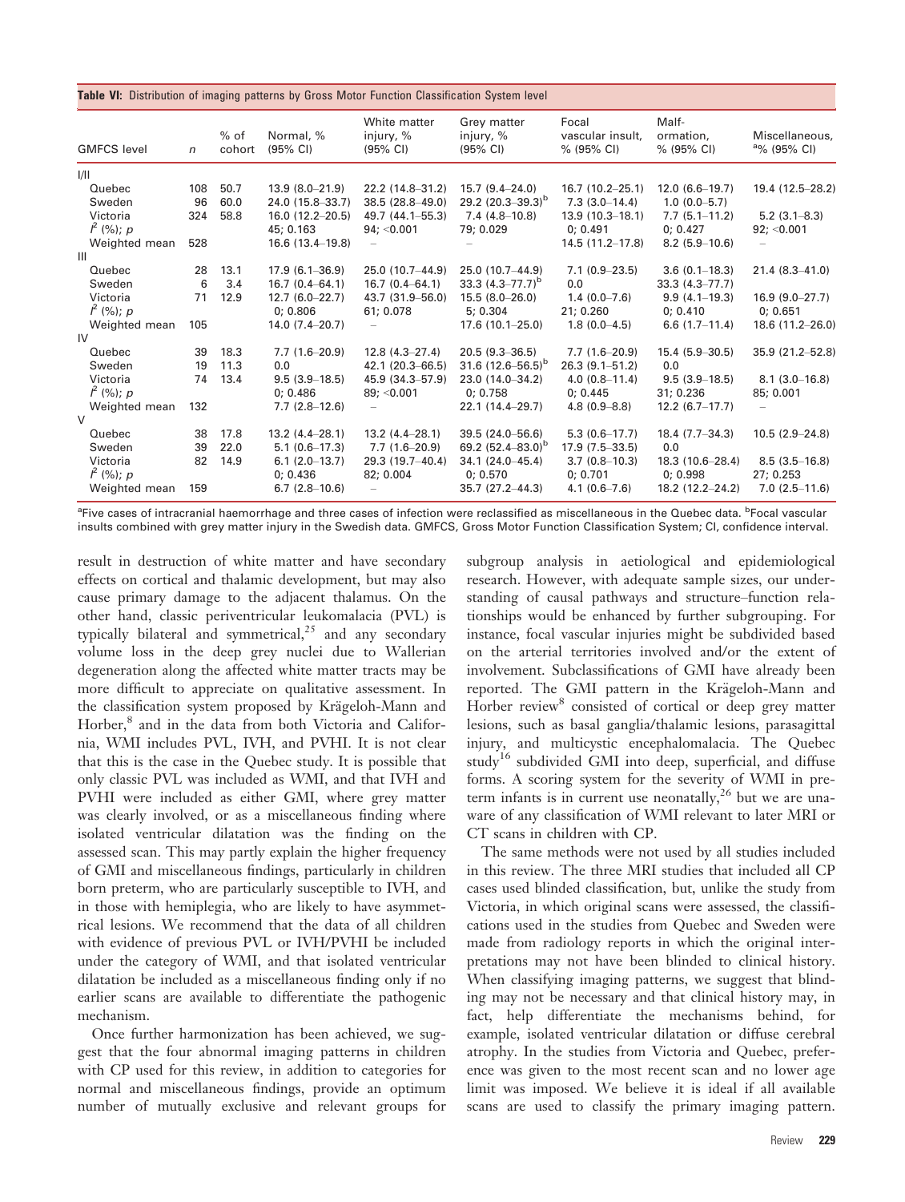**Table VI:** Distribution of imaging patterns by Gross Motor Function Classification System level

| GMFCS level | n | % of cohort | Normal, % (95% CI) | White matter injury, % (95% CI) | Grey matter injury, % (95% CI) | Focal vascular insult, % (95% CI) | Malf-ormation, % (95% CI) | Miscellaneous, [a]% (95% CI) |
|---|---|---|---|---|---|---|---|---|
| I/II | | | | | | | | |
| Quebec | 108 | 50.7 | 13.9 (8.0–21.9) | 22.2 (14.8–31.2) | 15.7 (9.4–24.0) | 16.7 (10.2–25.1) | 12.0 (6.6–19.7) | 19.4 (12.5–28.2) |
| Sweden | 96 | 60.0 | 24.0 (15.8–33.7) | 38.5 (28.8–49.0) | 29.2 (20.3–39.3)[b] | 7.3 (3.0–14.4) | 1.0 (0.0–5.7) | |
| Victoria | 324 | 58.8 | 16.0 (12.2–20.5) | 49.7 (44.1–55.3) | 7.4 (4.8–10.8) | 13.9 (10.3–18.1) | 7.7 (5.1–11.2) | 5.2 (3.1–8.3) |
| $I^2$ (%); $p$ | | | 45; 0.163 | 94; <0.001 | 79; 0.029 | 0; 0.491 | 0; 0.427 | 92; <0.001 |
| Weighted mean | 528 | | 16.6 (13.4–19.8) | – | – | 14.5 (11.2–17.8) | 8.2 (5.9–10.6) | – |
| III | | | | | | | | |
| Quebec | 28 | 13.1 | 17.9 (6.1–36.9) | 25.0 (10.7–44.9) | 25.0 (10.7–44.9) | 7.1 (0.9–23.5) | 3.6 (0.1–18.3) | 21.4 (8.3–41.0) |
| Sweden | 6 | 3.4 | 16.7 (0.4–64.1) | 16.7 (0.4–64.1) | 33.3 (4.3–77.7)[b] | 0.0 | 33.3 (4.3–77.7) | |
| Victoria | 71 | 12.9 | 12.7 (6.0–22.7) | 43.7 (31.9–56.0) | 15.5 (8.0–26.0) | 1.4 (0.0–7.6) | 9.9 (4.1–19.3) | 16.9 (9.0–27.7) |
| $I^2$ (%); $p$ | | | 0; 0.806 | 61; 0.078 | 5; 0.304 | 21; 0.260 | 0; 0.410 | 0; 0.651 |
| Weighted mean | 105 | | 14.0 (7.4–20.7) | – | 17.6 (10.1–25.0) | 1.8 (0.0–4.5) | 6.6 (1.7–11.4) | 18.6 (11.2–26.0) |
| IV | | | | | | | | |
| Quebec | 39 | 18.3 | 7.7 (1.6–20.9) | 12.8 (4.3–27.4) | 20.5 (9.3–36.5) | 7.7 (1.6–20.9) | 15.4 (5.9–30.5) | 35.9 (21.2–52.8) |
| Sweden | 19 | 11.3 | 0.0 | 42.1 (20.3–66.5) | 31.6 (12.6–56.5)[b] | 26.3 (9.1–51.2) | 0.0 | |
| Victoria | 74 | 13.4 | 9.5 (3.9–18.5) | 45.9 (34.3–57.9) | 23.0 (14.0–34.2) | 4.0 (0.8–11.4) | 9.5 (3.9–18.5) | 8.1 (3.0–16.8) |
| $I^2$ (%); $p$ | | | 0; 0.486 | 89; <0.001 | 0; 0.758 | 0; 0.445 | 31; 0.236 | 85; 0.001 |
| Weighted mean | 132 | | 7.7 (2.8–12.6) | – | 22.1 (14.4–29.7) | 4.8 (0.9–8.8) | 12.2 (6.7–17.7) | – |
| V | | | | | | | | |
| Quebec | 38 | 17.8 | 13.2 (4.4–28.1) | 13.2 (4.4–28.1) | 39.5 (24.0–56.6) | 5.3 (0.6–17.7) | 18.4 (7.7–34.3) | 10.5 (2.9–24.8) |
| Sweden | 39 | 22.0 | 5.1 (0.6–17.3) | 7.7 (1.6–20.9) | 69.2 (52.4–83.0)[b] | 17.9 (7.5–33.5) | 0.0 | |
| Victoria | 82 | 14.9 | 6.1 (2.0–13.7) | 29.3 (19.7–40.4) | 34.1 (24.0–45.4) | 3.7 (0.8–10.3) | 18.3 (10.6–28.4) | 8.5 (3.5–16.8) |
| $I^2$ (%); $p$ | | | 0; 0.436 | 82; 0.004 | 0; 0.570 | 0; 0.701 | 0; 0.998 | 27; 0.253 |
| Weighted mean | 159 | | 6.7 (2.8–10.6) | – | 35.7 (27.2–44.3) | 4.1 (0.6–7.6) | 18.2 (12.2–24.2) | 7.0 (2.5–11.6) |

[a]Five cases of intracranial haemorrhage and three cases of infection were reclassified as miscellaneous in the Quebec data. [b]Focal vascular insults combined with grey matter injury in the Swedish data. GMFCS, Gross Motor Function Classification System; CI, confidence interval.

result in destruction of white matter and have secondary effects on cortical and thalamic development, but may also cause primary damage to the adjacent thalamus. On the other hand, classic periventricular leukomalacia (PVL) is typically bilateral and symmetrical,[25] and any secondary volume loss in the deep grey nuclei due to Wallerian degeneration along the affected white matter tracts may be more difficult to appreciate on qualitative assessment. In the classification system proposed by Krägeloh-Mann and Horber,[8] and in the data from both Victoria and California, WMI includes PVL, IVH, and PVHI. It is not clear that this is the case in the Quebec study. It is possible that only classic PVL was included as WMI, and that IVH and PVHI were included as either GMI, where grey matter was clearly involved, or as a miscellaneous finding where isolated ventricular dilatation was the finding on the assessed scan. This may partly explain the higher frequency of GMI and miscellaneous findings, particularly in children born preterm, who are particularly susceptible to IVH, and in those with hemiplegia, who are likely to have asymmetrical lesions. We recommend that the data of all children with evidence of previous PVL or IVH/PVHI be included under the category of WMI, and that isolated ventricular dilatation be included as a miscellaneous finding only if no earlier scans are available to differentiate the pathogenic mechanism.

Once further harmonization has been achieved, we suggest that the four abnormal imaging patterns in children with CP used for this review, in addition to categories for normal and miscellaneous findings, provide an optimum number of mutually exclusive and relevant groups for subgroup analysis in aetiological and epidemiological research. However, with adequate sample sizes, our understanding of causal pathways and structure–function relationships would be enhanced by further subgrouping. For instance, focal vascular injuries might be subdivided based on the arterial territories involved and/or the extent of involvement. Subclassifications of GMI have already been reported. The GMI pattern in the Krägeloh-Mann and Horber review[8] consisted of cortical or deep grey matter lesions, such as basal ganglia/thalamic lesions, parasagittal injury, and multicystic encephalomalacia. The Quebec study[16] subdivided GMI into deep, superficial, and diffuse forms. A scoring system for the severity of WMI in preterm infants is in current use neonatally,[26] but we are unaware of any classification of WMI relevant to later MRI or CT scans in children with CP.

The same methods were not used by all studies included in this review. The three MRI studies that included all CP cases used blinded classification, but, unlike the study from Victoria, in which original scans were assessed, the classifications used in the studies from Quebec and Sweden were made from radiology reports in which the original interpretations may not have been blinded to clinical history. When classifying imaging patterns, we suggest that blinding may not be necessary and that clinical history may, in fact, help differentiate the mechanisms behind, for example, isolated ventricular dilatation or diffuse cerebral atrophy. In the studies from Victoria and Quebec, preference was given to the most recent scan and no lower age limit was imposed. We believe it is ideal if all available scans are used to classify the primary imaging pattern.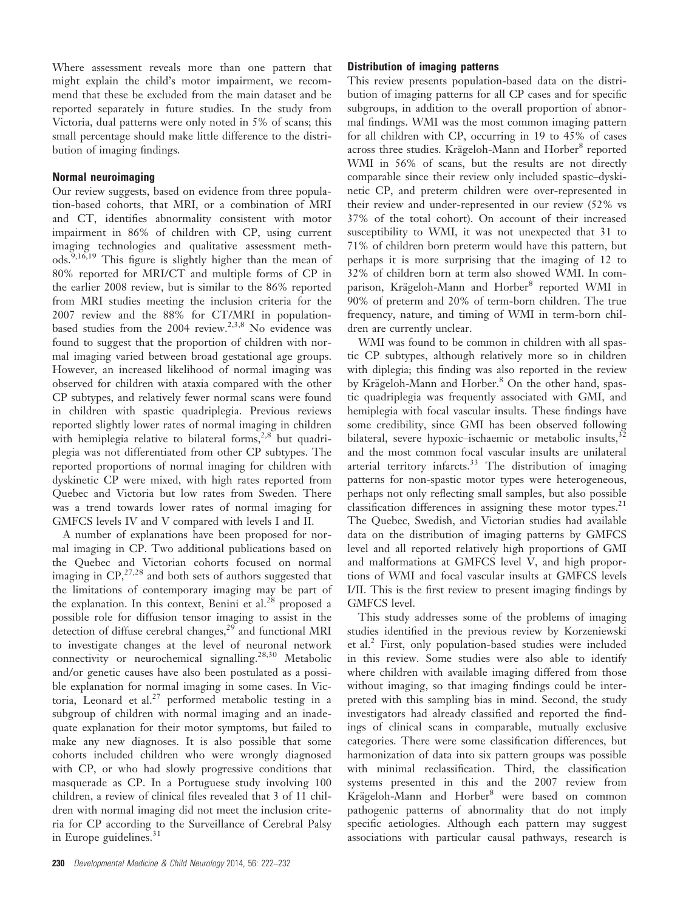Where assessment reveals more than one pattern that might explain the child's motor impairment, we recommend that these be excluded from the main dataset and be reported separately in future studies. In the study from Victoria, dual patterns were only noted in 5% of scans; this small percentage should make little difference to the distribution of imaging findings.

### Normal neuroimaging

Our review suggests, based on evidence from three population-based cohorts, that MRI, or a combination of MRI and CT, identifies abnormality consistent with motor impairment in 86% of children with CP, using current imaging technologies and qualitative assessment methods.[9,16,19] This figure is slightly higher than the mean of 80% reported for MRI/CT and multiple forms of CP in the earlier 2008 review, but is similar to the 86% reported from MRI studies meeting the inclusion criteria for the 2007 review and the 88% for CT/MRI in population-based studies from the 2004 review.[2,3,8] No evidence was found to suggest that the proportion of children with normal imaging varied between broad gestational age groups. However, an increased likelihood of normal imaging was observed for children with ataxia compared with the other CP subtypes, and relatively fewer normal scans were found in children with spastic quadriplegia. Previous reviews reported slightly lower rates of normal imaging in children with hemiplegia relative to bilateral forms,[2,8] but quadriplegia was not differentiated from other CP subtypes. The reported proportions of normal imaging for children with dyskinetic CP were mixed, with high rates reported from Quebec and Victoria but low rates from Sweden. There was a trend towards lower rates of normal imaging for GMFCS levels IV and V compared with levels I and II.

A number of explanations have been proposed for normal imaging in CP. Two additional publications based on the Quebec and Victorian cohorts focused on normal imaging in CP,[27,28] and both sets of authors suggested that the limitations of contemporary imaging may be part of the explanation. In this context, Benini et al.[28] proposed a possible role for diffusion tensor imaging to assist in the detection of diffuse cerebral changes,[29] and functional MRI to investigate changes at the level of neuronal network connectivity or neurochemical signalling.[28,30] Metabolic and/or genetic causes have also been postulated as a possible explanation for normal imaging in some cases. In Victoria, Leonard et al.[27] performed metabolic testing in a subgroup of children with normal imaging and an inadequate explanation for their motor symptoms, but failed to make any new diagnoses. It is also possible that some cohorts included children who were wrongly diagnosed with CP, or who had slowly progressive conditions that masquerade as CP. In a Portuguese study involving 100 children, a review of clinical files revealed that 3 of 11 children with normal imaging did not meet the inclusion criteria for CP according to the Surveillance of Cerebral Palsy in Europe guidelines.[31]

### Distribution of imaging patterns

This review presents population-based data on the distribution of imaging patterns for all CP cases and for specific subgroups, in addition to the overall proportion of abnormal findings. WMI was the most common imaging pattern for all children with CP, occurring in 19 to 45% of cases across three studies. Krägeloh-Mann and Horber[8] reported WMI in 56% of scans, but the results are not directly comparable since their review only included spastic–dyskinetic CP, and preterm children were over-represented in their review and under-represented in our review (52% vs 37% of the total cohort). On account of their increased susceptibility to WMI, it was not unexpected that 31 to 71% of children born preterm would have this pattern, but perhaps it is more surprising that the imaging of 12 to 32% of children born at term also showed WMI. In comparison, Krägeloh-Mann and Horber[8] reported WMI in 90% of preterm and 20% of term-born children. The true frequency, nature, and timing of WMI in term-born children are currently unclear.

WMI was found to be common in children with all spastic CP subtypes, although relatively more so in children with diplegia; this finding was also reported in the review by Krägeloh-Mann and Horber.[8] On the other hand, spastic quadriplegia was frequently associated with GMI, and hemiplegia with focal vascular insults. These findings have some credibility, since GMI has been observed following bilateral, severe hypoxic–ischaemic or metabolic insults,[32] and the most common focal vascular insults are unilateral arterial territory infarcts.[33] The distribution of imaging patterns for non-spastic motor types were heterogeneous, perhaps not only reflecting small samples, but also possible classification differences in assigning these motor types.[21] The Quebec, Swedish, and Victorian studies had available data on the distribution of imaging patterns by GMFCS level and all reported relatively high proportions of GMI and malformations at GMFCS level V, and high proportions of WMI and focal vascular insults at GMFCS levels I/II. This is the first review to present imaging findings by GMFCS level.

This study addresses some of the problems of imaging studies identified in the previous review by Korzeniewski et al.[2] First, only population-based studies were included in this review. Some studies were also able to identify where children with available imaging differed from those without imaging, so that imaging findings could be interpreted with this sampling bias in mind. Second, the study investigators had already classified and reported the findings of clinical scans in comparable, mutually exclusive categories. There were some classification differences, but harmonization of data into six pattern groups was possible with minimal reclassification. Third, the classification systems presented in this and the 2007 review from Krägeloh-Mann and Horber[8] were based on common pathogenic patterns of abnormality that do not imply specific aetiologies. Although each pattern may suggest associations with particular causal pathways, research is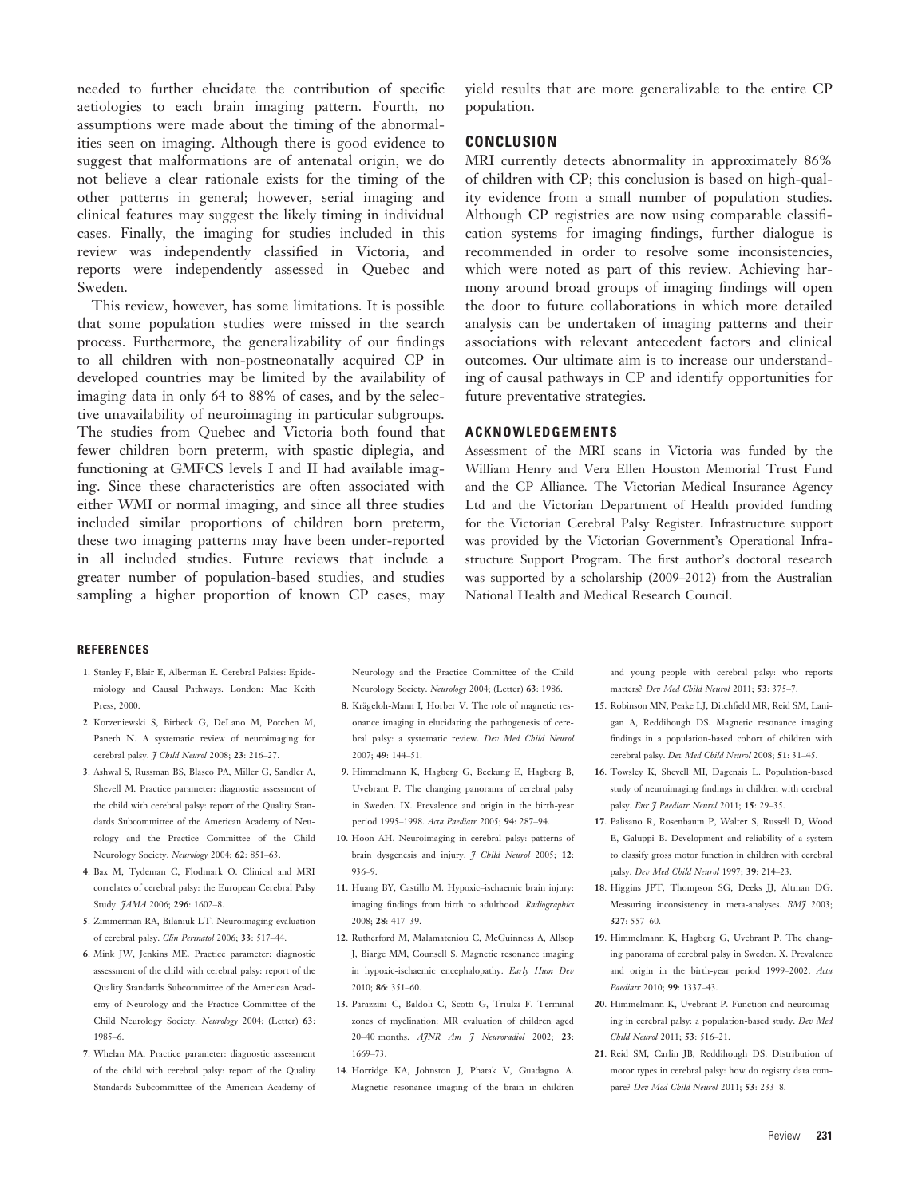needed to further elucidate the contribution of specific aetiologies to each brain imaging pattern. Fourth, no assumptions were made about the timing of the abnormalities seen on imaging. Although there is good evidence to suggest that malformations are of antenatal origin, we do not believe a clear rationale exists for the timing of the other patterns in general; however, serial imaging and clinical features may suggest the likely timing in individual cases. Finally, the imaging for studies included in this review was independently classified in Victoria, and reports were independently assessed in Quebec and Sweden.

This review, however, has some limitations. It is possible that some population studies were missed in the search process. Furthermore, the generalizability of our findings to all children with non-postneonatally acquired CP in developed countries may be limited by the availability of imaging data in only 64 to 88% of cases, and by the selective unavailability of neuroimaging in particular subgroups. The studies from Quebec and Victoria both found that fewer children born preterm, with spastic diplegia, and functioning at GMFCS levels I and II had available imaging. Since these characteristics are often associated with either WMI or normal imaging, and since all three studies included similar proportions of children born preterm, these two imaging patterns may have been under-reported in all included studies. Future reviews that include a greater number of population-based studies, and studies sampling a higher proportion of known CP cases, may yield results that are more generalizable to the entire CP population.

## CONCLUSION

MRI currently detects abnormality in approximately 86% of children with CP; this conclusion is based on high-quality evidence from a small number of population studies. Although CP registries are now using comparable classification systems for imaging findings, further dialogue is recommended in order to resolve some inconsistencies, which were noted as part of this review. Achieving harmony around broad groups of imaging findings will open the door to future collaborations in which more detailed analysis can be undertaken of imaging patterns and their associations with relevant antecedent factors and clinical outcomes. Our ultimate aim is to increase our understanding of causal pathways in CP and identify opportunities for future preventative strategies.

## ACKNOWLEDGEMENTS

Assessment of the MRI scans in Victoria was funded by the William Henry and Vera Ellen Houston Memorial Trust Fund and the CP Alliance. The Victorian Medical Insurance Agency Ltd and the Victorian Department of Health provided funding for the Victorian Cerebral Palsy Register. Infrastructure support was provided by the Victorian Government's Operational Infrastructure Support Program. The first author's doctoral research was supported by a scholarship (2009–2012) from the Australian National Health and Medical Research Council.

## REFERENCES

1. Stanley F, Blair E, Alberman E. Cerebral Palsies: Epidemiology and Causal Pathways. London: Mac Keith Press, 2000.
2. Korzeniewski S, Birbeck G, DeLano M, Potchen M, Paneth N. A systematic review of neuroimaging for cerebral palsy. *J Child Neurol* 2008; **23**: 216–27.
3. Ashwal S, Russman BS, Blasco PA, Miller G, Sandler A, Shevell M. Practice parameter: diagnostic assessment of the child with cerebral palsy: report of the Quality Standards Subcommittee of the American Academy of Neurology and the Practice Committee of the Child Neurology Society. *Neurology* 2004; **62**: 851–63.
4. Bax M, Tydeman C, Flodmark O. Clinical and MRI correlates of cerebral palsy: the European Cerebral Palsy Study. *JAMA* 2006; **296**: 1602–8.
5. Zimmerman RA, Bilaniuk LT. Neuroimaging evaluation of cerebral palsy. *Clin Perinatol* 2006; **33**: 517–44.
6. Mink JW, Jenkins ME. Practice parameter: diagnostic assessment of the child with cerebral palsy: report of the Quality Standards Subcommittee of the American Academy of Neurology and the Practice Committee of the Child Neurology Society. *Neurology* 2004; (Letter) **63**: 1985–6.
7. Whelan MA. Practice parameter: diagnostic assessment of the child with cerebral palsy: report of the Quality Standards Subcommittee of the American Academy of Neurology and the Practice Committee of the Child Neurology Society. *Neurology* 2004; (Letter) **63**: 1986.
8. Krägeloh-Mann I, Horber V. The role of magnetic resonance imaging in elucidating the pathogenesis of cerebral palsy: a systematic review. *Dev Med Child Neurol* 2007; **49**: 144–51.
9. Himmelmann K, Hagberg G, Beckung E, Hagberg B, Uvebrant P. The changing panorama of cerebral palsy in Sweden. IX. Prevalence and origin in the birth-year period 1995–1998. *Acta Paediatr* 2005; **94**: 287–94.
10. Hoon AH. Neuroimaging in cerebral palsy: patterns of brain dysgenesis and injury. *J Child Neurol* 2005; **12**: 936–9.
11. Huang BY, Castillo M. Hypoxic–ischaemic brain injury: imaging findings from birth to adulthood. *Radiographics* 2008; **28**: 417–39.
12. Rutherford M, Malamateniou C, McGuinness A, Allsop J, Biarge MM, Counsell S. Magnetic resonance imaging in hypoxic-ischaemic encephalopathy. *Early Hum Dev* 2010; **86**: 351–60.
13. Parazzini C, Baldoli C, Scotti G, Triulzi F. Terminal zones of myelination: MR evaluation of children aged 20–40 months. *AJNR Am J Neuroradiol* 2002; **23**: 1669–73.
14. Horridge KA, Johnston J, Phatak V, Guadagno A. Magnetic resonance imaging of the brain in children and young people with cerebral palsy: who reports matters? *Dev Med Child Neurol* 2011; **53**: 375–7.
15. Robinson MN, Peake LJ, Ditchfield MR, Reid SM, Lanigan A, Reddihough DS. Magnetic resonance imaging findings in a population-based cohort of children with cerebral palsy. *Dev Med Child Neurol* 2008; **51**: 31–45.
16. Towsley K, Shevell MI, Dagenais L. Population-based study of neuroimaging findings in children with cerebral palsy. *Eur J Paediatr Neurol* 2011; **15**: 29–35.
17. Palisano R, Rosenbaum P, Walter S, Russell D, Wood E, Galuppi B. Development and reliability of a system to classify gross motor function in children with cerebral palsy. *Dev Med Child Neurol* 1997; **39**: 214–23.
18. Higgins JPT, Thompson SG, Deeks JJ, Altman DG. Measuring inconsistency in meta-analyses. *BMJ* 2003; **327**: 557–60.
19. Himmelmann K, Hagberg G, Uvebrant P. The changing panorama of cerebral palsy in Sweden. X. Prevalence and origin in the birth-year period 1999–2002. *Acta Paediatr* 2010; **99**: 1337–43.
20. Himmelmann K, Uvebrant P. Function and neuroimaging in cerebral palsy: a population-based study. *Dev Med Child Neurol* 2011; **53**: 516–21.
21. Reid SM, Carlin JB, Reddihough DS. Distribution of motor types in cerebral palsy: how do registry data compare? *Dev Med Child Neurol* 2011; **53**: 233–8.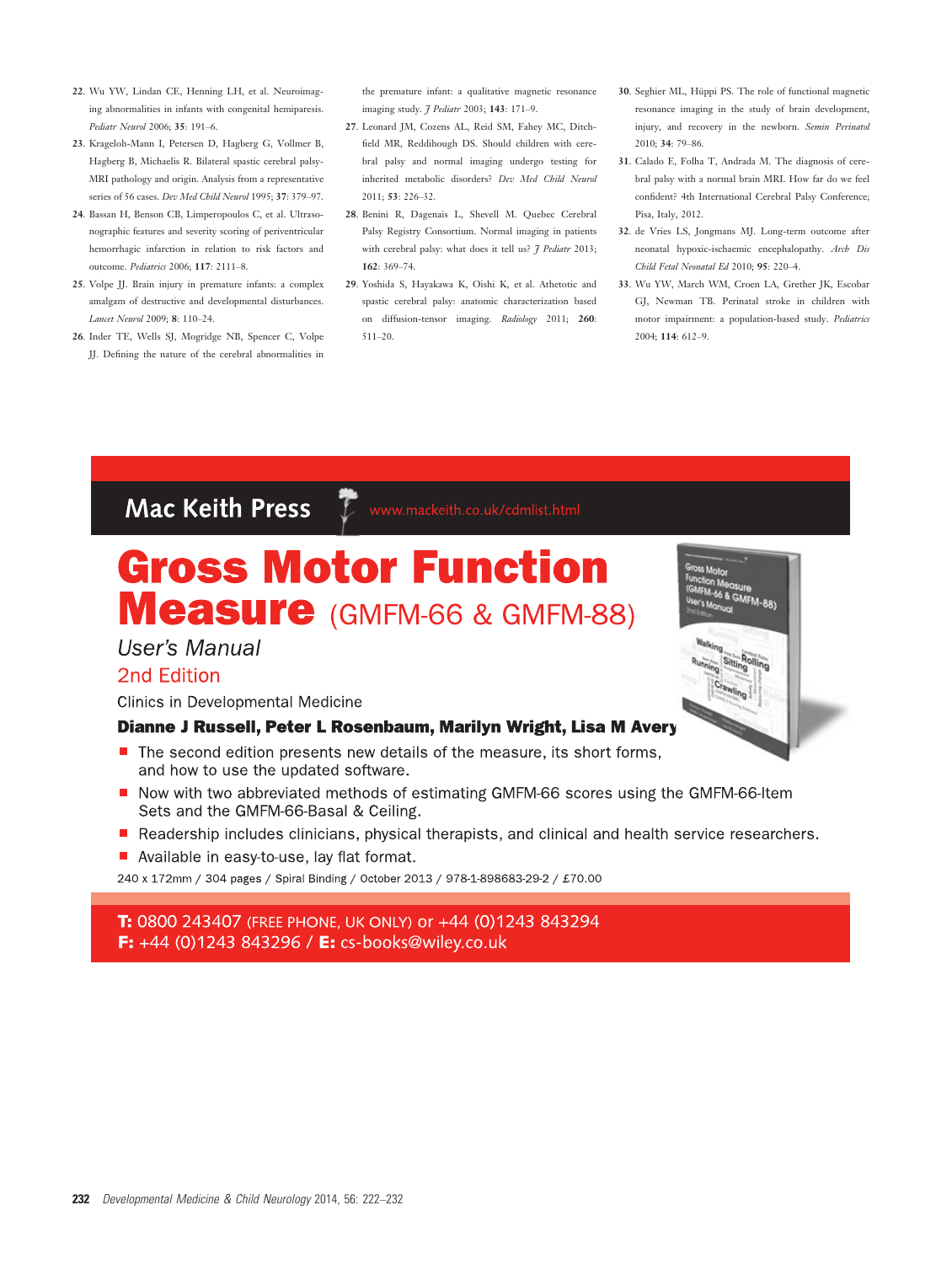22. Wu YW, Lindan CE, Henning LH, et al. Neuroimaging abnormalities in infants with congenital hemiparesis. *Pediatr Neurol* 2006; **35**: 191–6.
23. Krageloh-Mann I, Petersen D, Hagberg G, Vollmer B, Hagberg B, Michaelis R. Bilateral spastic cerebral palsy-MRI pathology and origin. Analysis from a representative series of 56 cases. *Dev Med Child Neurol* 1995; **37**: 379–97.
24. Bassan H, Benson CB, Limperopoulos C, et al. Ultrasonographic features and severity scoring of periventricular hemorrhagic infarction in relation to risk factors and outcome. *Pediatrics* 2006; **117**: 2111–8.
25. Volpe JJ. Brain injury in premature infants: a complex amalgam of destructive and developmental disturbances. *Lancet Neurol* 2009; **8**: 110–24.
26. Inder TE, Wells SJ, Mogridge NB, Spencer C, Volpe JJ. Defining the nature of the cerebral abnormalities in the premature infant: a qualitative magnetic resonance imaging study. *J Pediatr* 2003; **143**: 171–9.
27. Leonard JM, Cozens AL, Reid SM, Fahey MC, Ditchfield MR, Reddihough DS. Should children with cerebral palsy and normal imaging undergo testing for inherited metabolic disorders? *Dev Med Child Neurol* 2011; **53**: 226–32.
28. Benini R, Dagenais L, Shevell M. Quebec Cerebral Palsy Registry Consortium. Normal imaging in patients with cerebral palsy: what does it tell us? *J Pediatr* 2013; **162**: 369–74.
29. Yoshida S, Hayakawa K, Oishi K, et al. Athetotic and spastic cerebral palsy: anatomic characterization based on diffusion-tensor imaging. *Radiology* 2011; **260**: 511–20.
30. Seghier ML, Hüppi PS. The role of functional magnetic resonance imaging in the study of brain development, injury, and recovery in the newborn. *Semin Perinatol* 2010; **34**: 79–86.
31. Calado E, Folha T, Andrada M. The diagnosis of cerebral palsy with a normal brain MRI. How far do we feel confident? 4th International Cerebral Palsy Conference; Pisa, Italy, 2012.
32. de Vries LS, Jongmans MJ. Long-term outcome after neonatal hypoxic-ischaemic encephalopathy. *Arch Dis Child Fetal Neonatal Ed* 2010; **95**: 220–4.
33. Wu YW, March WM, Croen LA, Grether JK, Escobar GJ, Newman TB. Perinatal stroke in children with motor impairment: a population-based study. *Pediatrics* 2004; **114**: 612–9.

**Mac Keith Press** www.mackeith.co.uk/cdmlist.html

# Gross Motor Function Measure (GMFM-66 & GMFM-88)

*User's Manual*

2nd Edition

Clinics in Developmental Medicine

**Dianne J Russell, Peter L Rosenbaum, Marilyn Wright, Lisa M Avery**

- The second edition presents new details of the measure, its short forms, and how to use the updated software.
- Now with two abbreviated methods of estimating GMFM-66 scores using the GMFM-66-Item Sets and the GMFM-66-Basal & Ceiling.
- Readership includes clinicians, physical therapists, and clinical and health service researchers.
- Available in easy-to-use, lay flat format.

240 x 172mm / 304 pages / Spiral Binding / October 2013 / 978-1-898683-29-2 / £70.00

**T:** 0800 243407 (FREE PHONE, UK ONLY) or +44 (0)1243 843294
**F:** +44 (0)1243 843296 / **E:** cs-books@wiley.co.uk